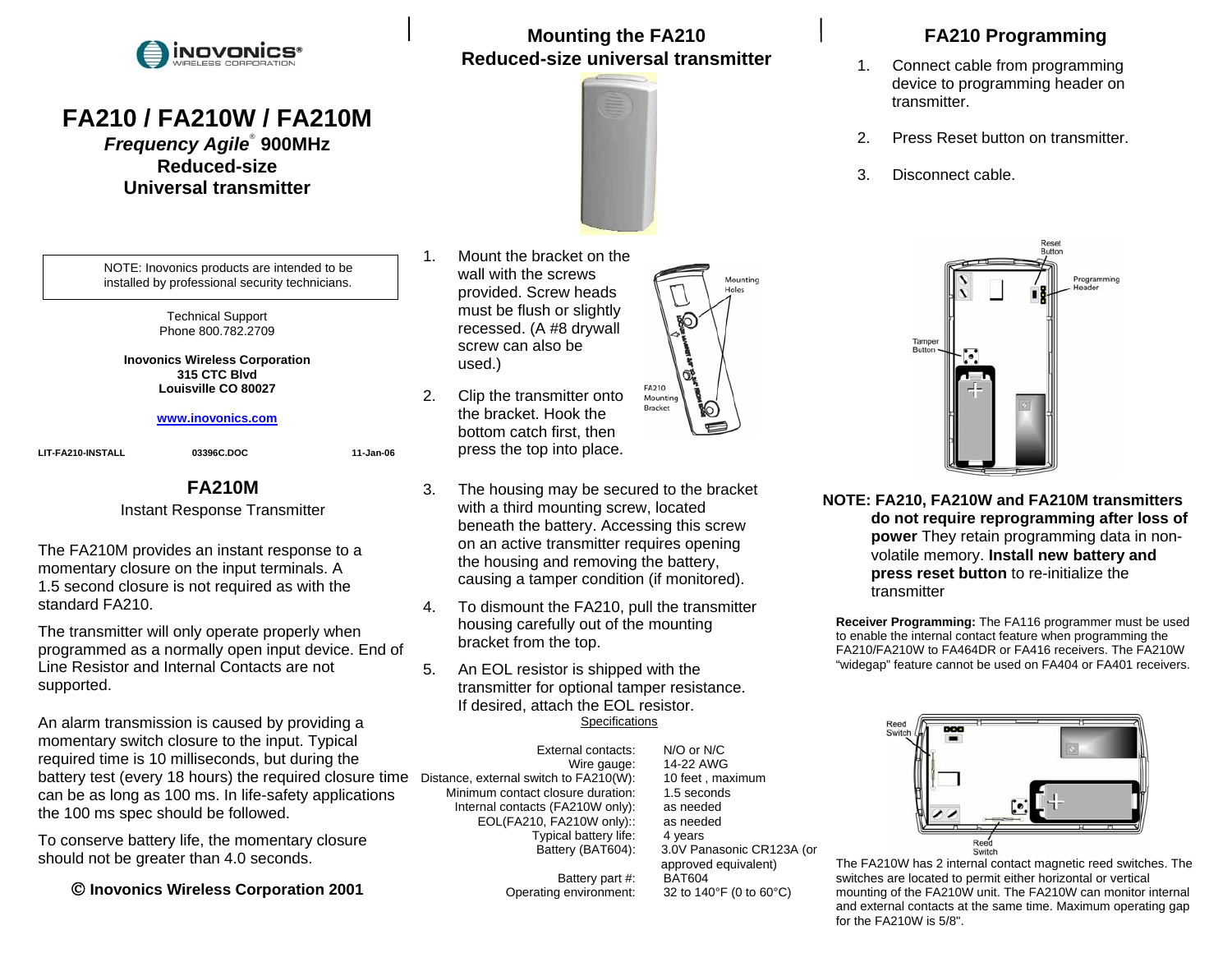INOVONICS® WIRELESS CORPORATION

# FA210 / FA210W / FA210M

***Frequency Agile*® 900MHz**

**Reduced-size**

**Universal transmitter**

NOTE: Inovonics products are intended to be installed by professional security technicians.

Technical Support
Phone 800.782.2709

**Inovonics Wireless Corporation**
**315 CTC Blvd**
**Louisville CO 80027**

**www.inovonics.com**

LIT-FA210-INSTALL    03396C.DOC    11-Jan-06

## FA210M

Instant Response Transmitter

The FA210M provides an instant response to a momentary closure on the input terminals. A 1.5 second closure is not required as with the standard FA210.

The transmitter will only operate properly when programmed as a normally open input device. End of Line Resistor and Internal Contacts are not supported.

An alarm transmission is caused by providing a momentary switch closure to the input. Typical required time is 10 milliseconds, but during the battery test (every 18 hours) the required closure time can be as long as 100 ms. In life-safety applications the 100 ms spec should be followed.

To conserve battery life, the momentary closure should not be greater than 4.0 seconds.

**© Inovonics Wireless Corporation 2001**

## Mounting the FA210 Reduced-size universal transmitter

1. Mount the bracket on the wall with the screws provided. Screw heads must be flush or slightly recessed. (A #8 drywall screw can also be used.)
2. Clip the transmitter onto the bracket. Hook the bottom catch first, then press the top into place.
3. The housing may be secured to the bracket with a third mounting screw, located beneath the battery. Accessing this screw on an active transmitter requires opening the housing and removing the battery, causing a tamper condition (if monitored).
4. To dismount the FA210, pull the transmitter housing carefully out of the mounting bracket from the top.
5. An EOL resistor is shipped with the transmitter for optional tamper resistance. If desired, attach the EOL resistor.

Specifications

| | |
|---|---|
| External contacts: | N/O or N/C |
| Wire gauge: | 14-22 AWG |
| Distance, external switch to FA210(W): | 10 feet , maximum |
| Minimum contact closure duration: | 1.5 seconds |
| Internal contacts (FA210W only): | as needed |
| EOL(FA210, FA210W only):: | as needed |
| Typical battery life: | 4 years |
| Battery (BAT604): | 3.0V Panasonic CR123A (or approved equivalent) |
| Battery part #: | BAT604 |
| Operating environment: | 32 to 140°F (0 to 60°C) |

## FA210 Programming

1. Connect cable from programming device to programming header on transmitter.
2. Press Reset button on transmitter.
3. Disconnect cable.

**NOTE: FA210, FA210W and FA210M transmitters do not require reprogramming after loss of power** They retain programming data in non-volatile memory. **Install new battery and press reset button** to re-initialize the transmitter

**Receiver Programming:** The FA116 programmer must be used to enable the internal contact feature when programming the FA210/FA210W to FA464DR or FA416 receivers. The FA210W "widegap" feature cannot be used on FA404 or FA401 receivers.

The FA210W has 2 internal contact magnetic reed switches. The switches are located to permit either horizontal or vertical mounting of the FA210W unit. The FA210W can monitor internal and external contacts at the same time. Maximum operating gap for the FA210W is 5/8".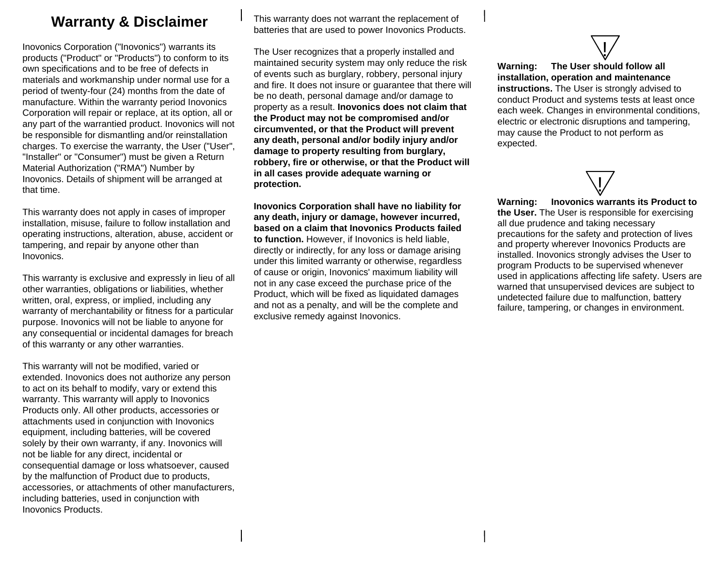# Warranty & Disclaimer

Inovonics Corporation ("Inovonics") warrants its products ("Product" or "Products") to conform to its own specifications and to be free of defects in materials and workmanship under normal use for a period of twenty-four (24) months from the date of manufacture. Within the warranty period Inovonics Corporation will repair or replace, at its option, all or any part of the warrantied product. Inovonics will not be responsible for dismantling and/or reinstallation charges. To exercise the warranty, the User ("User", "Installer" or "Consumer") must be given a Return Material Authorization ("RMA") Number by Inovonics. Details of shipment will be arranged at that time.

This warranty does not apply in cases of improper installation, misuse, failure to follow installation and operating instructions, alteration, abuse, accident or tampering, and repair by anyone other than Inovonics.

This warranty is exclusive and expressly in lieu of all other warranties, obligations or liabilities, whether written, oral, express, or implied, including any warranty of merchantability or fitness for a particular purpose. Inovonics will not be liable to anyone for any consequential or incidental damages for breach of this warranty or any other warranties.

This warranty will not be modified, varied or extended. Inovonics does not authorize any person to act on its behalf to modify, vary or extend this warranty. This warranty will apply to Inovonics Products only. All other products, accessories or attachments used in conjunction with Inovonics equipment, including batteries, will be covered solely by their own warranty, if any. Inovonics will not be liable for any direct, incidental or consequential damage or loss whatsoever, caused by the malfunction of Product due to products, accessories, or attachments of other manufacturers, including batteries, used in conjunction with Inovonics Products.

This warranty does not warrant the replacement of batteries that are used to power Inovonics Products.

The User recognizes that a properly installed and maintained security system may only reduce the risk of events such as burglary, robbery, personal injury and fire. It does not insure or guarantee that there will be no death, personal damage and/or damage to property as a result. **Inovonics does not claim that the Product may not be compromised and/or circumvented, or that the Product will prevent any death, personal and/or bodily injury and/or damage to property resulting from burglary, robbery, fire or otherwise, or that the Product will in all cases provide adequate warning or protection.**

**Inovonics Corporation shall have no liability for any death, injury or damage, however incurred, based on a claim that Inovonics Products failed to function.** However, if Inovonics is held liable, directly or indirectly, for any loss or damage arising under this limited warranty or otherwise, regardless of cause or origin, Inovonics' maximum liability will not in any case exceed the purchase price of the Product, which will be fixed as liquidated damages and not as a penalty, and will be the complete and exclusive remedy against Inovonics.

**Warning: The User should follow all installation, operation and maintenance instructions.** The User is strongly advised to conduct Product and systems tests at least once each week. Changes in environmental conditions, electric or electronic disruptions and tampering, may cause the Product to not perform as expected.

**Warning: Inovonics warrants its Product to the User.** The User is responsible for exercising all due prudence and taking necessary precautions for the safety and protection of lives and property wherever Inovonics Products are installed. Inovonics strongly advises the User to program Products to be supervised whenever used in applications affecting life safety. Users are warned that unsupervised devices are subject to undetected failure due to malfunction, battery failure, tampering, or changes in environment.